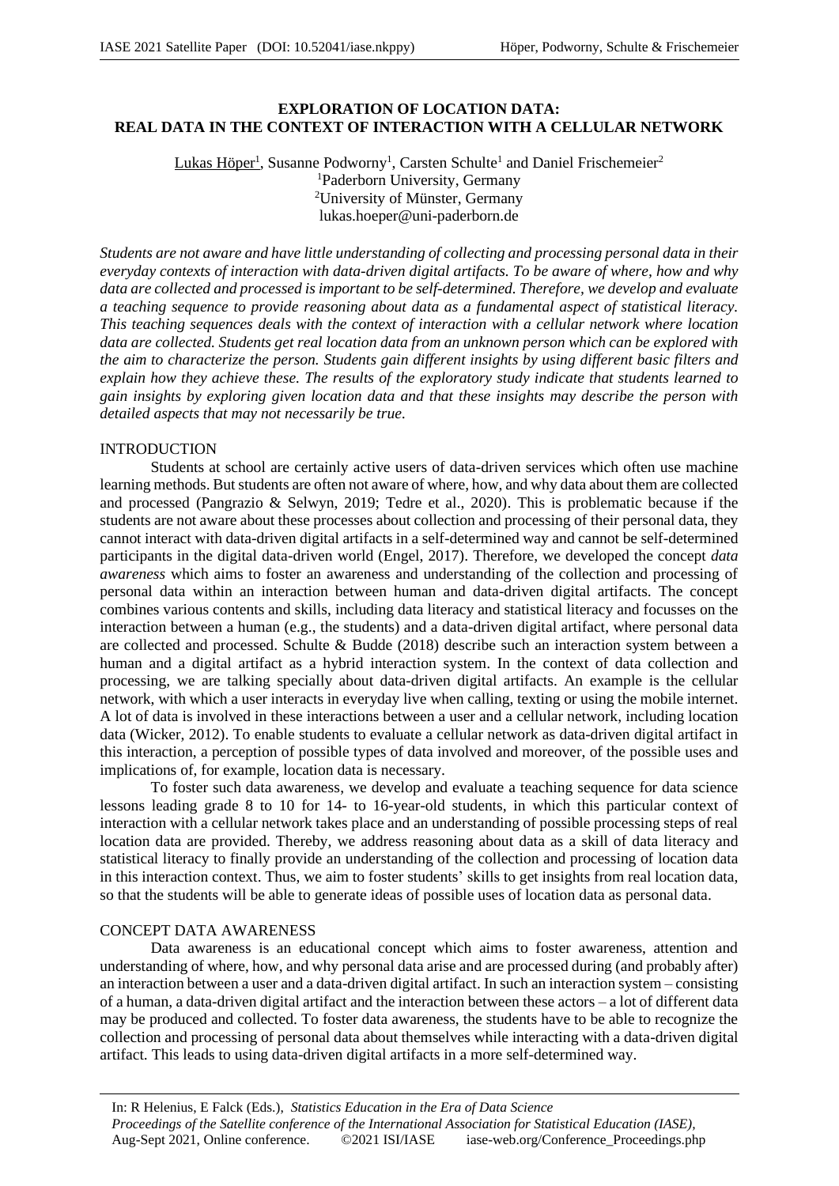# EXPLORATION OF LOCATION DATA: REAL DATA IN THE CONTEXT OF INTERACTION WITH A CELLULAR NETWORK

Lukas Höper[1], Susanne Podworny[1], Carsten Schulte[1] and Daniel Frischemeier[2]
[1]Paderborn University, Germany
[2]University of Münster, Germany
lukas.hoeper@uni-paderborn.de

*Students are not aware and have little understanding of collecting and processing personal data in their everyday contexts of interaction with data-driven digital artifacts. To be aware of where, how and why data are collected and processed is important to be self-determined. Therefore, we develop and evaluate a teaching sequence to provide reasoning about data as a fundamental aspect of statistical literacy. This teaching sequences deals with the context of interaction with a cellular network where location data are collected. Students get real location data from an unknown person which can be explored with the aim to characterize the person. Students gain different insights by using different basic filters and explain how they achieve these. The results of the exploratory study indicate that students learned to gain insights by exploring given location data and that these insights may describe the person with detailed aspects that may not necessarily be true.*

## INTRODUCTION

Students at school are certainly active users of data-driven services which often use machine learning methods. But students are often not aware of where, how, and why data about them are collected and processed (Pangrazio & Selwyn, 2019; Tedre et al., 2020). This is problematic because if the students are not aware about these processes about collection and processing of their personal data, they cannot interact with data-driven digital artifacts in a self-determined way and cannot be self-determined participants in the digital data-driven world (Engel, 2017). Therefore, we developed the concept *data awareness* which aims to foster an awareness and understanding of the collection and processing of personal data within an interaction between human and data-driven digital artifacts. The concept combines various contents and skills, including data literacy and statistical literacy and focusses on the interaction between a human (e.g., the students) and a data-driven digital artifact, where personal data are collected and processed. Schulte & Budde (2018) describe such an interaction system between a human and a digital artifact as a hybrid interaction system. In the context of data collection and processing, we are talking specially about data-driven digital artifacts. An example is the cellular network, with which a user interacts in everyday live when calling, texting or using the mobile internet. A lot of data is involved in these interactions between a user and a cellular network, including location data (Wicker, 2012). To enable students to evaluate a cellular network as data-driven digital artifact in this interaction, a perception of possible types of data involved and moreover, of the possible uses and implications of, for example, location data is necessary.

To foster such data awareness, we develop and evaluate a teaching sequence for data science lessons leading grade 8 to 10 for 14- to 16-year-old students, in which this particular context of interaction with a cellular network takes place and an understanding of possible processing steps of real location data are provided. Thereby, we address reasoning about data as a skill of data literacy and statistical literacy to finally provide an understanding of the collection and processing of location data in this interaction context. Thus, we aim to foster students' skills to get insights from real location data, so that the students will be able to generate ideas of possible uses of location data as personal data.

## CONCEPT DATA AWARENESS

Data awareness is an educational concept which aims to foster awareness, attention and understanding of where, how, and why personal data arise and are processed during (and probably after) an interaction between a user and a data-driven digital artifact. In such an interaction system – consisting of a human, a data-driven digital artifact and the interaction between these actors – a lot of different data may be produced and collected. To foster data awareness, the students have to be able to recognize the collection and processing of personal data about themselves while interacting with a data-driven digital artifact. This leads to using data-driven digital artifacts in a more self-determined way.

In: R Helenius, E Falck (Eds.), *Statistics Education in the Era of Data Science*
*Proceedings of the Satellite conference of the International Association for Statistical Education (IASE)*,
Aug-Sept 2021, Online conference. ©2021 ISI/IASE iase-web.org/Conference_Proceedings.php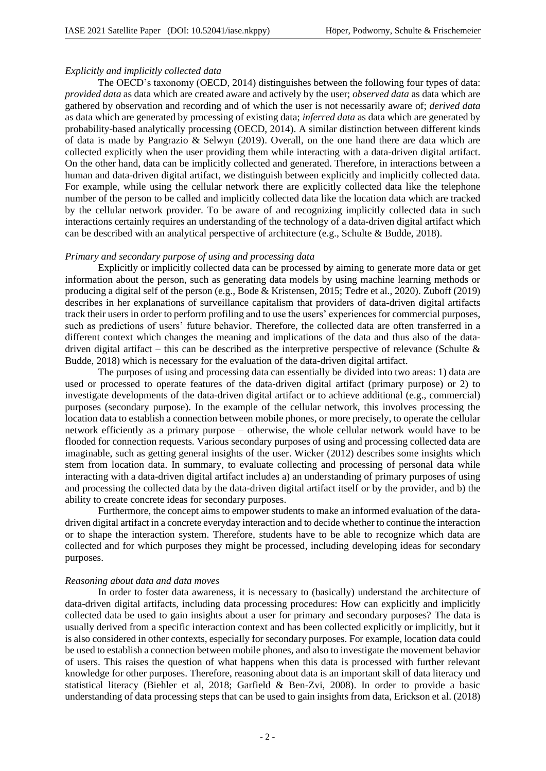*Explicitly and implicitly collected data*

The OECD's taxonomy (OECD, 2014) distinguishes between the following four types of data: *provided data* as data which are created aware and actively by the user; *observed data* as data which are gathered by observation and recording and of which the user is not necessarily aware of; *derived data* as data which are generated by processing of existing data; *inferred data* as data which are generated by probability-based analytically processing (OECD, 2014). A similar distinction between different kinds of data is made by Pangrazio & Selwyn (2019). Overall, on the one hand there are data which are collected explicitly when the user providing them while interacting with a data-driven digital artifact. On the other hand, data can be implicitly collected and generated. Therefore, in interactions between a human and data-driven digital artifact, we distinguish between explicitly and implicitly collected data. For example, while using the cellular network there are explicitly collected data like the telephone number of the person to be called and implicitly collected data like the location data which are tracked by the cellular network provider. To be aware of and recognizing implicitly collected data in such interactions certainly requires an understanding of the technology of a data-driven digital artifact which can be described with an analytical perspective of architecture (e.g., Schulte & Budde, 2018).

*Primary and secondary purpose of using and processing data*

Explicitly or implicitly collected data can be processed by aiming to generate more data or get information about the person, such as generating data models by using machine learning methods or producing a digital self of the person (e.g., Bode & Kristensen, 2015; Tedre et al., 2020). Zuboff (2019) describes in her explanations of surveillance capitalism that providers of data-driven digital artifacts track their users in order to perform profiling and to use the users' experiences for commercial purposes, such as predictions of users' future behavior. Therefore, the collected data are often transferred in a different context which changes the meaning and implications of the data and thus also of the data-driven digital artifact – this can be described as the interpretive perspective of relevance (Schulte & Budde, 2018) which is necessary for the evaluation of the data-driven digital artifact.

The purposes of using and processing data can essentially be divided into two areas: 1) data are used or processed to operate features of the data-driven digital artifact (primary purpose) or 2) to investigate developments of the data-driven digital artifact or to achieve additional (e.g., commercial) purposes (secondary purpose). In the example of the cellular network, this involves processing the location data to establish a connection between mobile phones, or more precisely, to operate the cellular network efficiently as a primary purpose – otherwise, the whole cellular network would have to be flooded for connection requests. Various secondary purposes of using and processing collected data are imaginable, such as getting general insights of the user. Wicker (2012) describes some insights which stem from location data. In summary, to evaluate collecting and processing of personal data while interacting with a data-driven digital artifact includes a) an understanding of primary purposes of using and processing the collected data by the data-driven digital artifact itself or by the provider, and b) the ability to create concrete ideas for secondary purposes.

Furthermore, the concept aims to empower students to make an informed evaluation of the data-driven digital artifact in a concrete everyday interaction and to decide whether to continue the interaction or to shape the interaction system. Therefore, students have to be able to recognize which data are collected and for which purposes they might be processed, including developing ideas for secondary purposes.

*Reasoning about data and data moves*

In order to foster data awareness, it is necessary to (basically) understand the architecture of data-driven digital artifacts, including data processing procedures: How can explicitly and implicitly collected data be used to gain insights about a user for primary and secondary purposes? The data is usually derived from a specific interaction context and has been collected explicitly or implicitly, but it is also considered in other contexts, especially for secondary purposes. For example, location data could be used to establish a connection between mobile phones, and also to investigate the movement behavior of users. This raises the question of what happens when this data is processed with further relevant knowledge for other purposes. Therefore, reasoning about data is an important skill of data literacy und statistical literacy (Biehler et al, 2018; Garfield & Ben-Zvi, 2008). In order to provide a basic understanding of data processing steps that can be used to gain insights from data, Erickson et al. (2018)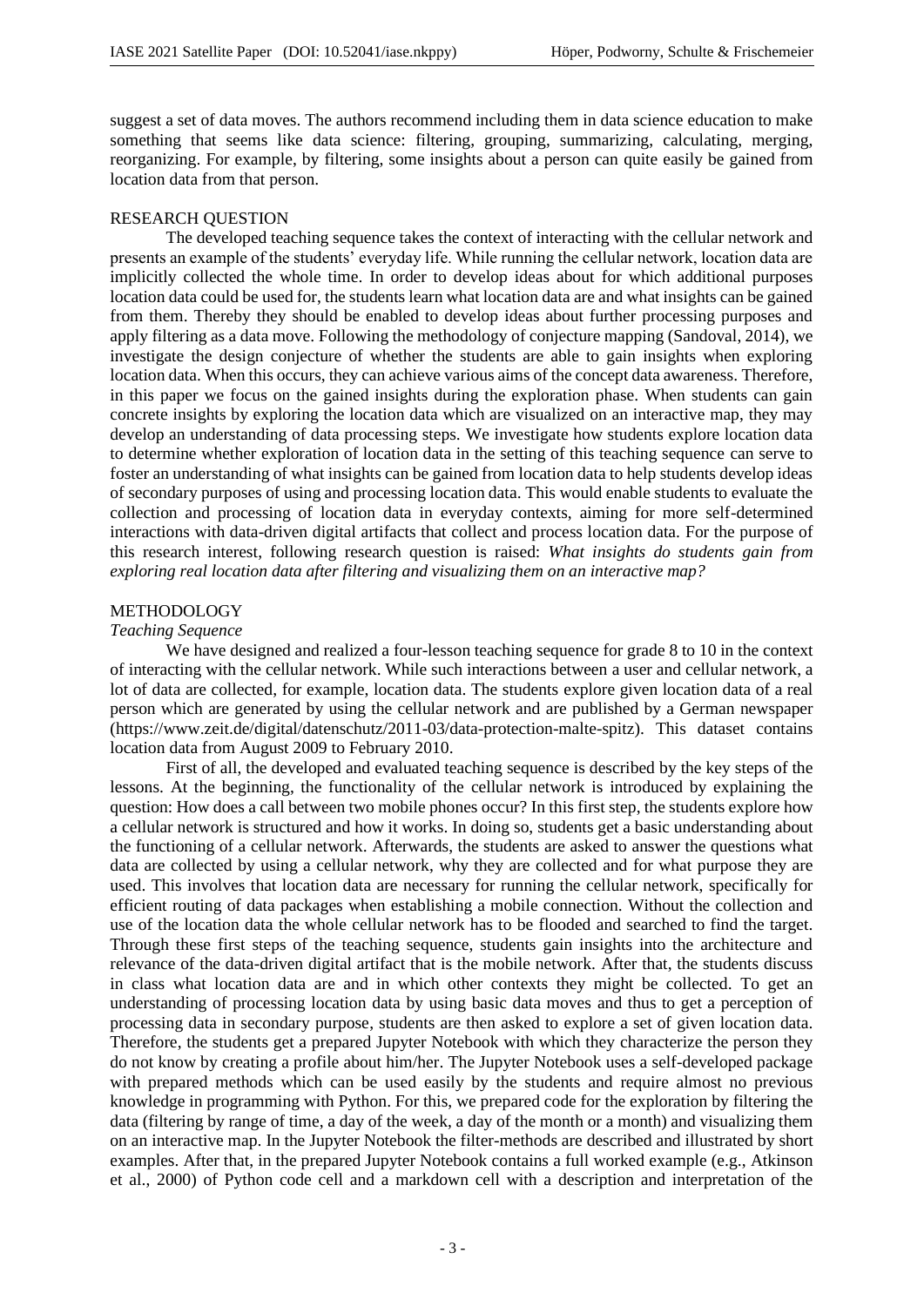suggest a set of data moves. The authors recommend including them in data science education to make something that seems like data science: filtering, grouping, summarizing, calculating, merging, reorganizing. For example, by filtering, some insights about a person can quite easily be gained from location data from that person.

## RESEARCH QUESTION

The developed teaching sequence takes the context of interacting with the cellular network and presents an example of the students' everyday life. While running the cellular network, location data are implicitly collected the whole time. In order to develop ideas about for which additional purposes location data could be used for, the students learn what location data are and what insights can be gained from them. Thereby they should be enabled to develop ideas about further processing purposes and apply filtering as a data move. Following the methodology of conjecture mapping (Sandoval, 2014), we investigate the design conjecture of whether the students are able to gain insights when exploring location data. When this occurs, they can achieve various aims of the concept data awareness. Therefore, in this paper we focus on the gained insights during the exploration phase. When students can gain concrete insights by exploring the location data which are visualized on an interactive map, they may develop an understanding of data processing steps. We investigate how students explore location data to determine whether exploration of location data in the setting of this teaching sequence can serve to foster an understanding of what insights can be gained from location data to help students develop ideas of secondary purposes of using and processing location data. This would enable students to evaluate the collection and processing of location data in everyday contexts, aiming for more self-determined interactions with data-driven digital artifacts that collect and process location data. For the purpose of this research interest, following research question is raised: *What insights do students gain from exploring real location data after filtering and visualizing them on an interactive map?*

## METHODOLOGY

### *Teaching Sequence*

We have designed and realized a four-lesson teaching sequence for grade 8 to 10 in the context of interacting with the cellular network. While such interactions between a user and cellular network, a lot of data are collected, for example, location data. The students explore given location data of a real person which are generated by using the cellular network and are published by a German newspaper (https://www.zeit.de/digital/datenschutz/2011-03/data-protection-malte-spitz). This dataset contains location data from August 2009 to February 2010.

First of all, the developed and evaluated teaching sequence is described by the key steps of the lessons. At the beginning, the functionality of the cellular network is introduced by explaining the question: How does a call between two mobile phones occur? In this first step, the students explore how a cellular network is structured and how it works. In doing so, students get a basic understanding about the functioning of a cellular network. Afterwards, the students are asked to answer the questions what data are collected by using a cellular network, why they are collected and for what purpose they are used. This involves that location data are necessary for running the cellular network, specifically for efficient routing of data packages when establishing a mobile connection. Without the collection and use of the location data the whole cellular network has to be flooded and searched to find the target. Through these first steps of the teaching sequence, students gain insights into the architecture and relevance of the data-driven digital artifact that is the mobile network. After that, the students discuss in class what location data are and in which other contexts they might be collected. To get an understanding of processing location data by using basic data moves and thus to get a perception of processing data in secondary purpose, students are then asked to explore a set of given location data. Therefore, the students get a prepared Jupyter Notebook with which they characterize the person they do not know by creating a profile about him/her. The Jupyter Notebook uses a self-developed package with prepared methods which can be used easily by the students and require almost no previous knowledge in programming with Python. For this, we prepared code for the exploration by filtering the data (filtering by range of time, a day of the week, a day of the month or a month) and visualizing them on an interactive map. In the Jupyter Notebook the filter-methods are described and illustrated by short examples. After that, in the prepared Jupyter Notebook contains a full worked example (e.g., Atkinson et al., 2000) of Python code cell and a markdown cell with a description and interpretation of the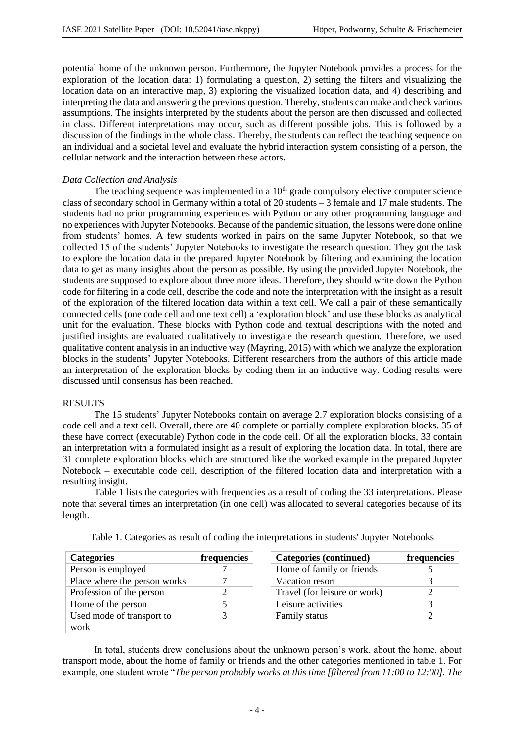potential home of the unknown person. Furthermore, the Jupyter Notebook provides a process for the exploration of the location data: 1) formulating a question, 2) setting the filters and visualizing the location data on an interactive map, 3) exploring the visualized location data, and 4) describing and interpreting the data and answering the previous question. Thereby, students can make and check various assumptions. The insights interpreted by the students about the person are then discussed and collected in class. Different interpretations may occur, such as different possible jobs. This is followed by a discussion of the findings in the whole class. Thereby, the students can reflect the teaching sequence on an individual and a societal level and evaluate the hybrid interaction system consisting of a person, the cellular network and the interaction between these actors.

*Data Collection and Analysis*

The teaching sequence was implemented in a 10th grade compulsory elective computer science class of secondary school in Germany within a total of 20 students – 3 female and 17 male students. The students had no prior programming experiences with Python or any other programming language and no experiences with Jupyter Notebooks. Because of the pandemic situation, the lessons were done online from students' homes. A few students worked in pairs on the same Jupyter Notebook, so that we collected 15 of the students' Jupyter Notebooks to investigate the research question. They got the task to explore the location data in the prepared Jupyter Notebook by filtering and examining the location data to get as many insights about the person as possible. By using the provided Jupyter Notebook, the students are supposed to explore about three more ideas. Therefore, they should write down the Python code for filtering in a code cell, describe the code and note the interpretation with the insight as a result of the exploration of the filtered location data within a text cell. We call a pair of these semantically connected cells (one code cell and one text cell) a 'exploration block' and use these blocks as analytical unit for the evaluation. These blocks with Python code and textual descriptions with the noted and justified insights are evaluated qualitatively to investigate the research question. Therefore, we used qualitative content analysis in an inductive way (Mayring, 2015) with which we analyze the exploration blocks in the students' Jupyter Notebooks. Different researchers from the authors of this article made an interpretation of the exploration blocks by coding them in an inductive way. Coding results were discussed until consensus has been reached.

## RESULTS

The 15 students' Jupyter Notebooks contain on average 2.7 exploration blocks consisting of a code cell and a text cell. Overall, there are 40 complete or partially complete exploration blocks. 35 of these have correct (executable) Python code in the code cell. Of all the exploration blocks, 33 contain an interpretation with a formulated insight as a result of exploring the location data. In total, there are 31 complete exploration blocks which are structured like the worked example in the prepared Jupyter Notebook – executable code cell, description of the filtered location data and interpretation with a resulting insight.

Table 1 lists the categories with frequencies as a result of coding the 33 interpretations. Please note that several times an interpretation (in one cell) was allocated to several categories because of its length.

Table 1. Categories as result of coding the interpretations in students' Jupyter Notebooks

| Categories | frequencies |
|---|---|
| Person is employed | 7 |
| Place where the person works | 7 |
| Profession of the person | 2 |
| Home of the person | 5 |
| Used mode of transport to work | 3 |

| Categories (continued) | frequencies |
|---|---|
| Home of family or friends | 5 |
| Vacation resort | 3 |
| Travel (for leisure or work) | 2 |
| Leisure activities | 3 |
| Family status | 2 |

In total, students drew conclusions about the unknown person's work, about the home, about transport mode, about the home of family or friends and the other categories mentioned in table 1. For example, one student wrote "*The person probably works at this time [filtered from 11:00 to 12:00]. The*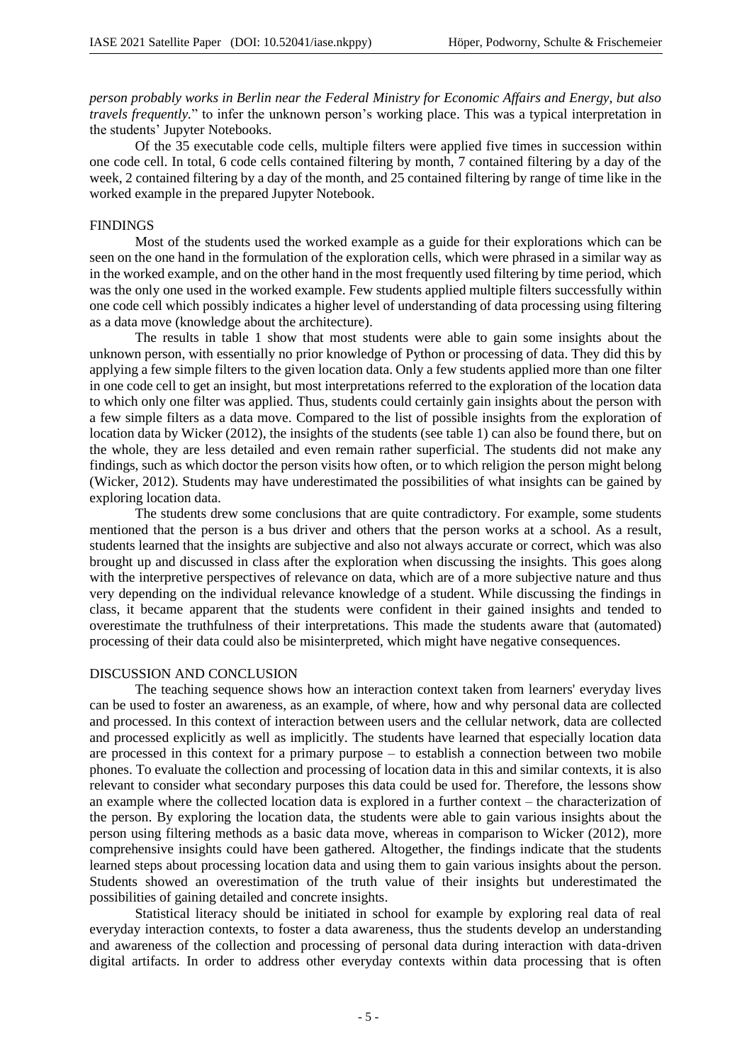*person probably works in Berlin near the Federal Ministry for Economic Affairs and Energy, but also travels frequently.*" to infer the unknown person's working place. This was a typical interpretation in the students' Jupyter Notebooks.

Of the 35 executable code cells, multiple filters were applied five times in succession within one code cell. In total, 6 code cells contained filtering by month, 7 contained filtering by a day of the week, 2 contained filtering by a day of the month, and 25 contained filtering by range of time like in the worked example in the prepared Jupyter Notebook.

## FINDINGS

Most of the students used the worked example as a guide for their explorations which can be seen on the one hand in the formulation of the exploration cells, which were phrased in a similar way as in the worked example, and on the other hand in the most frequently used filtering by time period, which was the only one used in the worked example. Few students applied multiple filters successfully within one code cell which possibly indicates a higher level of understanding of data processing using filtering as a data move (knowledge about the architecture).

The results in table 1 show that most students were able to gain some insights about the unknown person, with essentially no prior knowledge of Python or processing of data. They did this by applying a few simple filters to the given location data. Only a few students applied more than one filter in one code cell to get an insight, but most interpretations referred to the exploration of the location data to which only one filter was applied. Thus, students could certainly gain insights about the person with a few simple filters as a data move. Compared to the list of possible insights from the exploration of location data by Wicker (2012), the insights of the students (see table 1) can also be found there, but on the whole, they are less detailed and even remain rather superficial. The students did not make any findings, such as which doctor the person visits how often, or to which religion the person might belong (Wicker, 2012). Students may have underestimated the possibilities of what insights can be gained by exploring location data.

The students drew some conclusions that are quite contradictory. For example, some students mentioned that the person is a bus driver and others that the person works at a school. As a result, students learned that the insights are subjective and also not always accurate or correct, which was also brought up and discussed in class after the exploration when discussing the insights. This goes along with the interpretive perspectives of relevance on data, which are of a more subjective nature and thus very depending on the individual relevance knowledge of a student. While discussing the findings in class, it became apparent that the students were confident in their gained insights and tended to overestimate the truthfulness of their interpretations. This made the students aware that (automated) processing of their data could also be misinterpreted, which might have negative consequences.

## DISCUSSION AND CONCLUSION

The teaching sequence shows how an interaction context taken from learners' everyday lives can be used to foster an awareness, as an example, of where, how and why personal data are collected and processed. In this context of interaction between users and the cellular network, data are collected and processed explicitly as well as implicitly. The students have learned that especially location data are processed in this context for a primary purpose – to establish a connection between two mobile phones. To evaluate the collection and processing of location data in this and similar contexts, it is also relevant to consider what secondary purposes this data could be used for. Therefore, the lessons show an example where the collected location data is explored in a further context – the characterization of the person. By exploring the location data, the students were able to gain various insights about the person using filtering methods as a basic data move, whereas in comparison to Wicker (2012), more comprehensive insights could have been gathered. Altogether, the findings indicate that the students learned steps about processing location data and using them to gain various insights about the person. Students showed an overestimation of the truth value of their insights but underestimated the possibilities of gaining detailed and concrete insights.

Statistical literacy should be initiated in school for example by exploring real data of real everyday interaction contexts, to foster a data awareness, thus the students develop an understanding and awareness of the collection and processing of personal data during interaction with data-driven digital artifacts. In order to address other everyday contexts within data processing that is often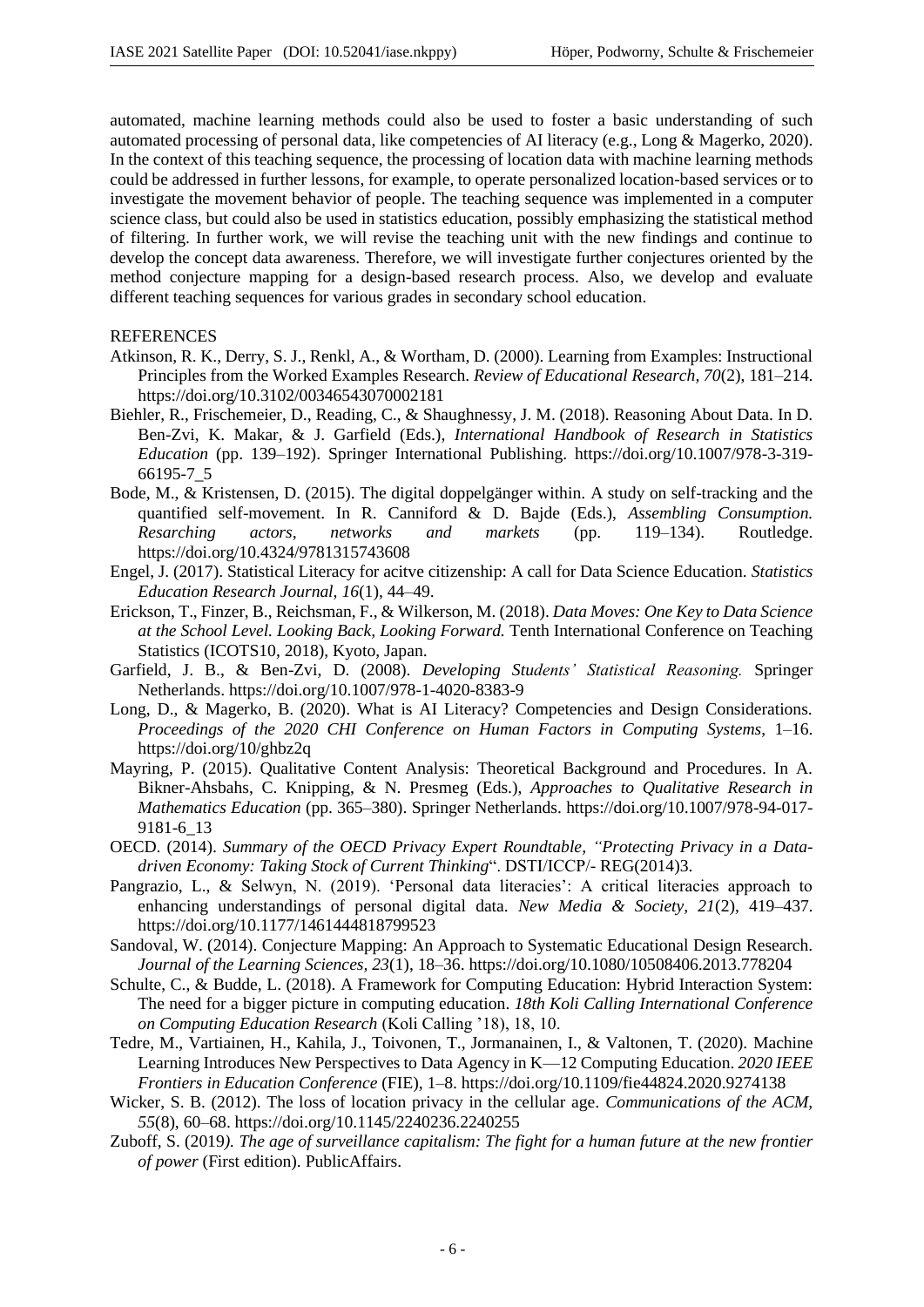automated, machine learning methods could also be used to foster a basic understanding of such automated processing of personal data, like competencies of AI literacy (e.g., Long & Magerko, 2020). In the context of this teaching sequence, the processing of location data with machine learning methods could be addressed in further lessons, for example, to operate personalized location-based services or to investigate the movement behavior of people. The teaching sequence was implemented in a computer science class, but could also be used in statistics education, possibly emphasizing the statistical method of filtering. In further work, we will revise the teaching unit with the new findings and continue to develop the concept data awareness. Therefore, we will investigate further conjectures oriented by the method conjecture mapping for a design-based research process. Also, we develop and evaluate different teaching sequences for various grades in secondary school education.

REFERENCES

Atkinson, R. K., Derry, S. J., Renkl, A., & Wortham, D. (2000). Learning from Examples: Instructional Principles from the Worked Examples Research. *Review of Educational Research, 70*(2), 181–214. https://doi.org/10.3102/00346543070002181

Biehler, R., Frischemeier, D., Reading, C., & Shaughnessy, J. M. (2018). Reasoning About Data. In D. Ben-Zvi, K. Makar, & J. Garfield (Eds.), *International Handbook of Research in Statistics Education* (pp. 139–192). Springer International Publishing. https://doi.org/10.1007/978-3-319-66195-7_5

Bode, M., & Kristensen, D. (2015). The digital doppelgänger within. A study on self-tracking and the quantified self-movement. In R. Canniford & D. Bajde (Eds.), *Assembling Consumption. Resarching actors, networks and markets* (pp. 119–134). Routledge. https://doi.org/10.4324/9781315743608

Engel, J. (2017). Statistical Literacy for acitve citizenship: A call for Data Science Education. *Statistics Education Research Journal, 16*(1), 44–49.

Erickson, T., Finzer, B., Reichsman, F., & Wilkerson, M. (2018). *Data Moves: One Key to Data Science at the School Level. Looking Back, Looking Forward.* Tenth International Conference on Teaching Statistics (ICOTS10, 2018), Kyoto, Japan.

Garfield, J. B., & Ben-Zvi, D. (2008). *Developing Students' Statistical Reasoning.* Springer Netherlands. https://doi.org/10.1007/978-1-4020-8383-9

Long, D., & Magerko, B. (2020). What is AI Literacy? Competencies and Design Considerations. *Proceedings of the 2020 CHI Conference on Human Factors in Computing Systems*, 1–16. https://doi.org/10/ghbz2q

Mayring, P. (2015). Qualitative Content Analysis: Theoretical Background and Procedures. In A. Bikner-Ahsbahs, C. Knipping, & N. Presmeg (Eds.), *Approaches to Qualitative Research in Mathematics Education* (pp. 365–380). Springer Netherlands. https://doi.org/10.1007/978-94-017-9181-6_13

OECD. (2014). *Summary of the OECD Privacy Expert Roundtable, "Protecting Privacy in a Data-driven Economy: Taking Stock of Current Thinking*". DSTI/ICCP/- REG(2014)3.

Pangrazio, L., & Selwyn, N. (2019). 'Personal data literacies': A critical literacies approach to enhancing understandings of personal digital data. *New Media & Society, 21*(2), 419–437. https://doi.org/10.1177/1461444818799523

Sandoval, W. (2014). Conjecture Mapping: An Approach to Systematic Educational Design Research. *Journal of the Learning Sciences, 23*(1), 18–36. https://doi.org/10.1080/10508406.2013.778204

Schulte, C., & Budde, L. (2018). A Framework for Computing Education: Hybrid Interaction System: The need for a bigger picture in computing education. *18th Koli Calling International Conference on Computing Education Research* (Koli Calling '18), 18, 10.

Tedre, M., Vartiainen, H., Kahila, J., Toivonen, T., Jormanainen, I., & Valtonen, T. (2020). Machine Learning Introduces New Perspectives to Data Agency in K—12 Computing Education. *2020 IEEE Frontiers in Education Conference* (FIE), 1–8. https://doi.org/10.1109/fie44824.2020.9274138

Wicker, S. B. (2012). The loss of location privacy in the cellular age. *Communications of the ACM, 55*(8), 60–68. https://doi.org/10.1145/2240236.2240255

Zuboff, S. (2019*). The age of surveillance capitalism: The fight for a human future at the new frontier of power* (First edition). PublicAffairs.